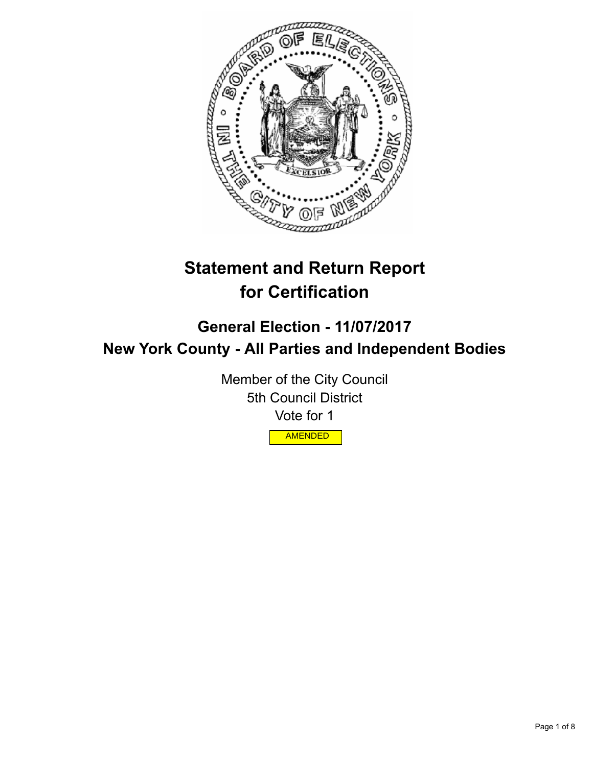# Statement and Return Report for Certification

## General Election - 11/07/2017

## New York County - All Parties and Independent Bodies

Member of the City Council
5th Council District
Vote for 1

AMENDED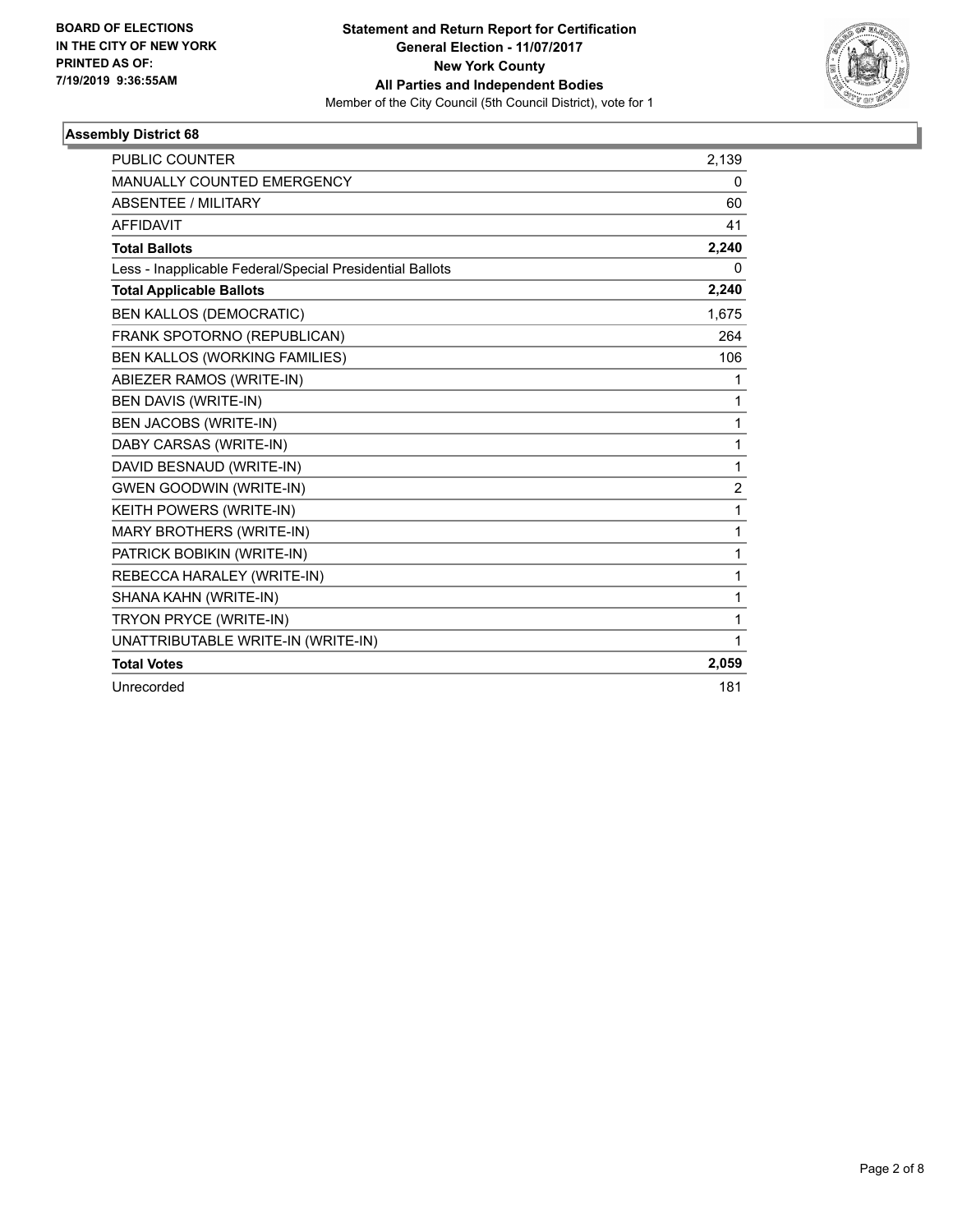BOARD OF ELECTIONS
IN THE CITY OF NEW YORK
PRINTED AS OF:
7/19/2019 9:36:55AM

**Statement and Return Report for Certification**
**General Election - 11/07/2017**
**New York County**
**All Parties and Independent Bodies**
Member of the City Council (5th Council District), vote for 1

### Assembly District 68

| | |
|---|---|
| PUBLIC COUNTER | 2,139 |
| MANUALLY COUNTED EMERGENCY | 0 |
| ABSENTEE / MILITARY | 60 |
| AFFIDAVIT | 41 |
| **Total Ballots** | **2,240** |
| Less - Inapplicable Federal/Special Presidential Ballots | 0 |
| **Total Applicable Ballots** | **2,240** |
| BEN KALLOS (DEMOCRATIC) | 1,675 |
| FRANK SPOTORNO (REPUBLICAN) | 264 |
| BEN KALLOS (WORKING FAMILIES) | 106 |
| ABIEZER RAMOS (WRITE-IN) | 1 |
| BEN DAVIS (WRITE-IN) | 1 |
| BEN JACOBS (WRITE-IN) | 1 |
| DABY CARSAS (WRITE-IN) | 1 |
| DAVID BESNAUD (WRITE-IN) | 1 |
| GWEN GOODWIN (WRITE-IN) | 2 |
| KEITH POWERS (WRITE-IN) | 1 |
| MARY BROTHERS (WRITE-IN) | 1 |
| PATRICK BOBIKIN (WRITE-IN) | 1 |
| REBECCA HARALEY (WRITE-IN) | 1 |
| SHANA KAHN (WRITE-IN) | 1 |
| TRYON PRYCE (WRITE-IN) | 1 |
| UNATTRIBUTABLE WRITE-IN (WRITE-IN) | 1 |
| **Total Votes** | **2,059** |
| Unrecorded | 181 |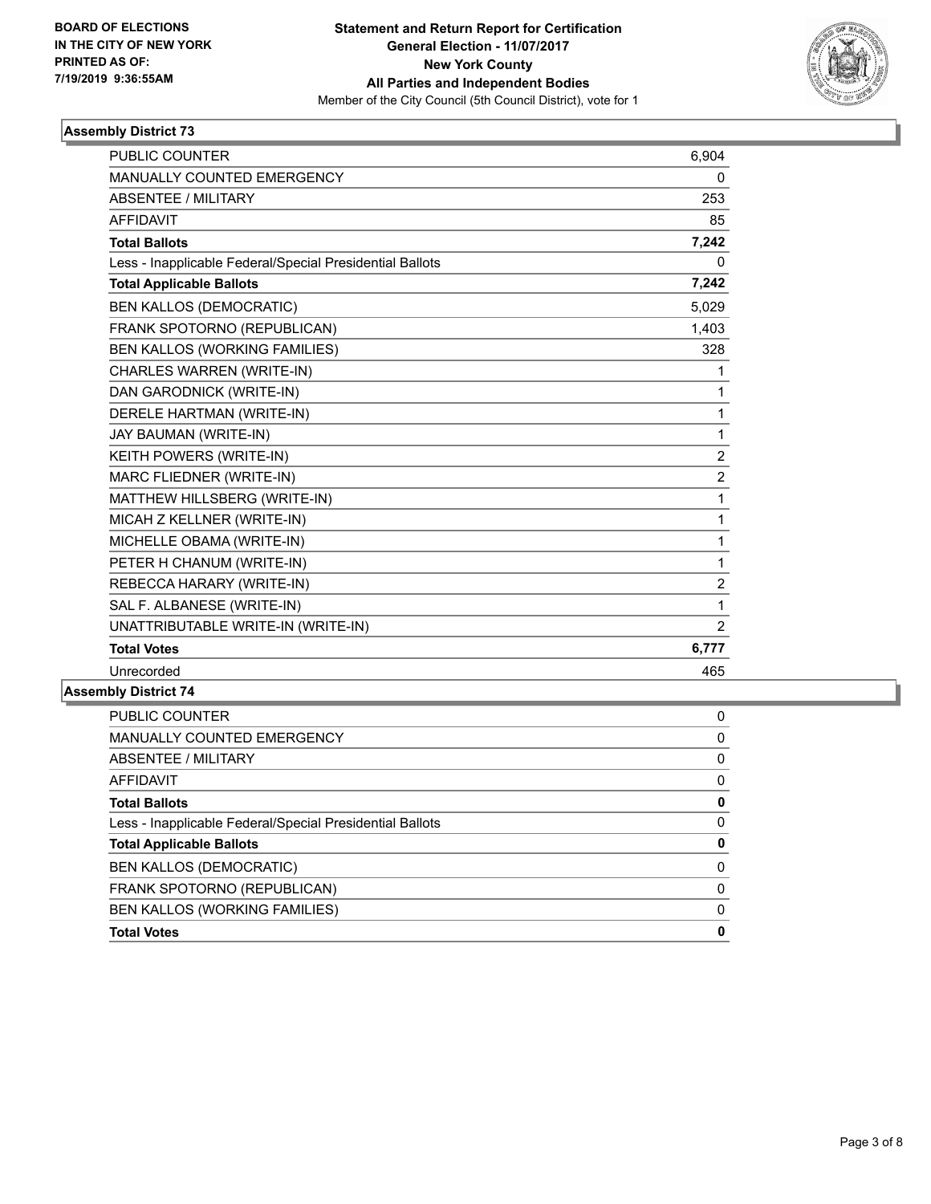BOARD OF ELECTIONS
IN THE CITY OF NEW YORK
PRINTED AS OF:
7/19/2019 9:36:55AM

**Statement and Return Report for Certification**
**General Election - 11/07/2017**
**New York County**
**All Parties and Independent Bodies**
Member of the City Council (5th Council District), vote for 1

### Assembly District 73

| | |
|---|---|
| PUBLIC COUNTER | 6,904 |
| MANUALLY COUNTED EMERGENCY | 0 |
| ABSENTEE / MILITARY | 253 |
| AFFIDAVIT | 85 |
| **Total Ballots** | **7,242** |
| Less - Inapplicable Federal/Special Presidential Ballots | 0 |
| **Total Applicable Ballots** | **7,242** |
| BEN KALLOS (DEMOCRATIC) | 5,029 |
| FRANK SPOTORNO (REPUBLICAN) | 1,403 |
| BEN KALLOS (WORKING FAMILIES) | 328 |
| CHARLES WARREN (WRITE-IN) | 1 |
| DAN GARODNICK (WRITE-IN) | 1 |
| DERELE HARTMAN (WRITE-IN) | 1 |
| JAY BAUMAN (WRITE-IN) | 1 |
| KEITH POWERS (WRITE-IN) | 2 |
| MARC FLIEDNER (WRITE-IN) | 2 |
| MATTHEW HILLSBERG (WRITE-IN) | 1 |
| MICAH Z KELLNER (WRITE-IN) | 1 |
| MICHELLE OBAMA (WRITE-IN) | 1 |
| PETER H CHANUM (WRITE-IN) | 1 |
| REBECCA HARARY (WRITE-IN) | 2 |
| SAL F. ALBANESE (WRITE-IN) | 1 |
| UNATTRIBUTABLE WRITE-IN (WRITE-IN) | 2 |
| **Total Votes** | **6,777** |
| Unrecorded | 465 |

### Assembly District 74

| | |
|---|---|
| PUBLIC COUNTER | 0 |
| MANUALLY COUNTED EMERGENCY | 0 |
| ABSENTEE / MILITARY | 0 |
| AFFIDAVIT | 0 |
| **Total Ballots** | **0** |
| Less - Inapplicable Federal/Special Presidential Ballots | 0 |
| **Total Applicable Ballots** | **0** |
| BEN KALLOS (DEMOCRATIC) | 0 |
| FRANK SPOTORNO (REPUBLICAN) | 0 |
| BEN KALLOS (WORKING FAMILIES) | 0 |
| **Total Votes** | **0** |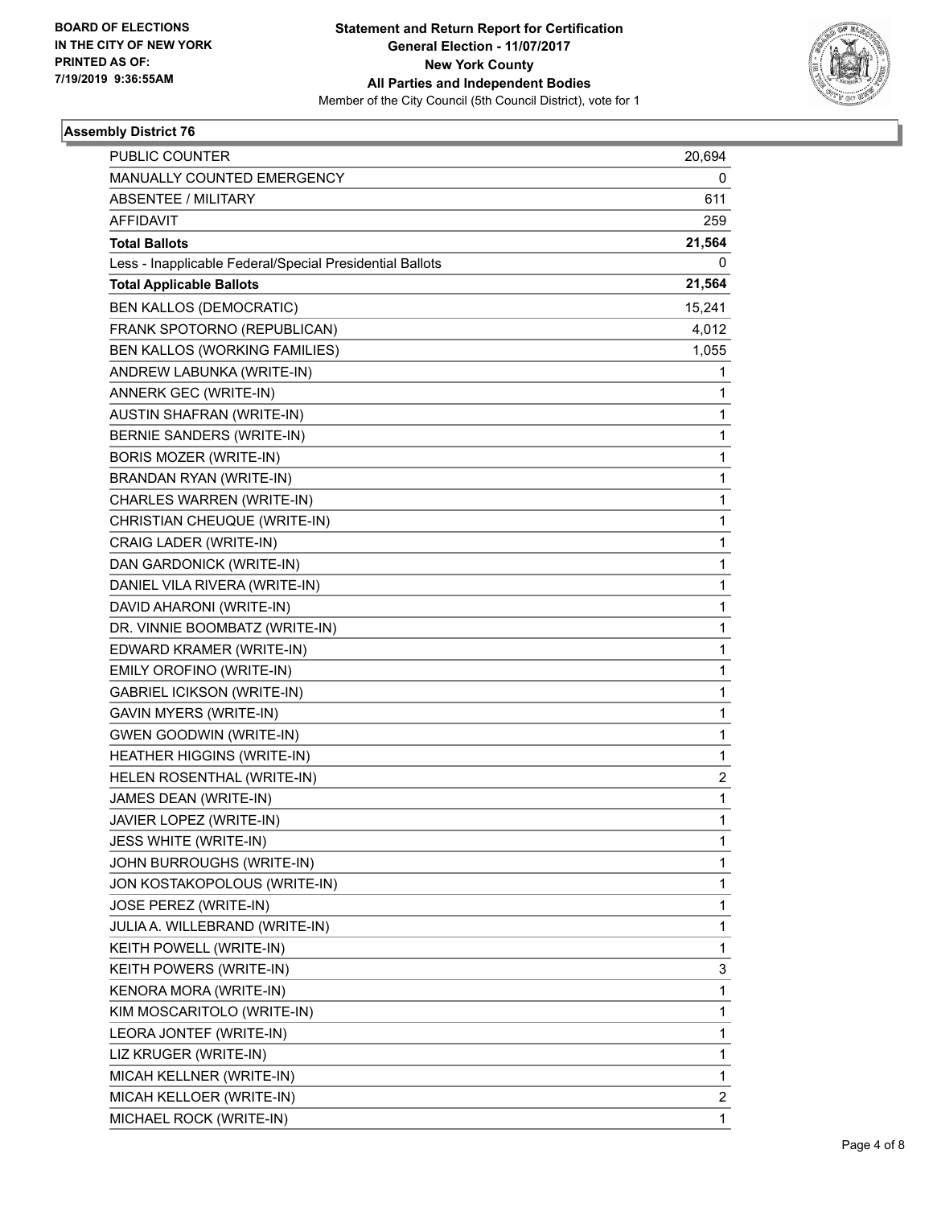**BOARD OF ELECTIONS IN THE CITY OF NEW YORK PRINTED AS OF: 7/19/2019 9:36:55AM**

**Statement and Return Report for Certification General Election - 11/07/2017 New York County All Parties and Independent Bodies**

Member of the City Council (5th Council District), vote for 1

### Assembly District 76

| | |
|---|---|
| PUBLIC COUNTER | 20,694 |
| MANUALLY COUNTED EMERGENCY | 0 |
| ABSENTEE / MILITARY | 611 |
| AFFIDAVIT | 259 |
| **Total Ballots** | **21,564** |
| Less - Inapplicable Federal/Special Presidential Ballots | 0 |
| **Total Applicable Ballots** | **21,564** |
| BEN KALLOS (DEMOCRATIC) | 15,241 |
| FRANK SPOTORNO (REPUBLICAN) | 4,012 |
| BEN KALLOS (WORKING FAMILIES) | 1,055 |
| ANDREW LABUNKA (WRITE-IN) | 1 |
| ANNERK GEC (WRITE-IN) | 1 |
| AUSTIN SHAFRAN (WRITE-IN) | 1 |
| BERNIE SANDERS (WRITE-IN) | 1 |
| BORIS MOZER (WRITE-IN) | 1 |
| BRANDAN RYAN (WRITE-IN) | 1 |
| CHARLES WARREN (WRITE-IN) | 1 |
| CHRISTIAN CHEUQUE (WRITE-IN) | 1 |
| CRAIG LADER (WRITE-IN) | 1 |
| DAN GARDONICK (WRITE-IN) | 1 |
| DANIEL VILA RIVERA (WRITE-IN) | 1 |
| DAVID AHARONI (WRITE-IN) | 1 |
| DR. VINNIE BOOMBATZ (WRITE-IN) | 1 |
| EDWARD KRAMER (WRITE-IN) | 1 |
| EMILY OROFINO (WRITE-IN) | 1 |
| GABRIEL ICIKSON (WRITE-IN) | 1 |
| GAVIN MYERS (WRITE-IN) | 1 |
| GWEN GOODWIN (WRITE-IN) | 1 |
| HEATHER HIGGINS (WRITE-IN) | 1 |
| HELEN ROSENTHAL (WRITE-IN) | 2 |
| JAMES DEAN (WRITE-IN) | 1 |
| JAVIER LOPEZ (WRITE-IN) | 1 |
| JESS WHITE (WRITE-IN) | 1 |
| JOHN BURROUGHS (WRITE-IN) | 1 |
| JON KOSTAKOPOLOUS (WRITE-IN) | 1 |
| JOSE PEREZ (WRITE-IN) | 1 |
| JULIA A. WILLEBRAND (WRITE-IN) | 1 |
| KEITH POWELL (WRITE-IN) | 1 |
| KEITH POWERS (WRITE-IN) | 3 |
| KENORA MORA (WRITE-IN) | 1 |
| KIM MOSCARITOLO (WRITE-IN) | 1 |
| LEORA JONTEF (WRITE-IN) | 1 |
| LIZ KRUGER (WRITE-IN) | 1 |
| MICAH KELLNER (WRITE-IN) | 1 |
| MICAH KELLOER (WRITE-IN) | 2 |
| MICHAEL ROCK (WRITE-IN) | 1 |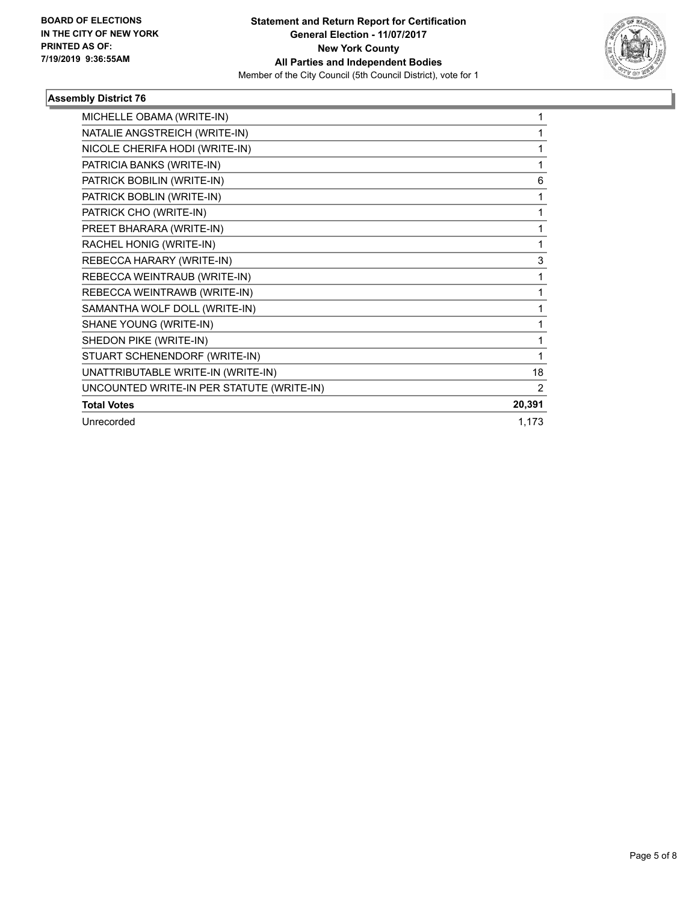**BOARD OF ELECTIONS IN THE CITY OF NEW YORK PRINTED AS OF: 7/19/2019 9:36:55AM**

**Statement and Return Report for Certification General Election - 11/07/2017 New York County All Parties and Independent Bodies**
Member of the City Council (5th Council District), vote for 1

### Assembly District 76

| Candidate | Votes |
|---|---|
| MICHELLE OBAMA (WRITE-IN) | 1 |
| NATALIE ANGSTREICH (WRITE-IN) | 1 |
| NICOLE CHERIFA HODI (WRITE-IN) | 1 |
| PATRICIA BANKS (WRITE-IN) | 1 |
| PATRICK BOBILIN (WRITE-IN) | 6 |
| PATRICK BOBLIN (WRITE-IN) | 1 |
| PATRICK CHO (WRITE-IN) | 1 |
| PREET BHARARA (WRITE-IN) | 1 |
| RACHEL HONIG (WRITE-IN) | 1 |
| REBECCA HARARY (WRITE-IN) | 3 |
| REBECCA WEINTRAUB (WRITE-IN) | 1 |
| REBECCA WEINTRAWB (WRITE-IN) | 1 |
| SAMANTHA WOLF DOLL (WRITE-IN) | 1 |
| SHANE YOUNG (WRITE-IN) | 1 |
| SHEDON PIKE (WRITE-IN) | 1 |
| STUART SCHENENDORF (WRITE-IN) | 1 |
| UNATTRIBUTABLE WRITE-IN (WRITE-IN) | 18 |
| UNCOUNTED WRITE-IN PER STATUTE (WRITE-IN) | 2 |
| **Total Votes** | **20,391** |
| Unrecorded | 1,173 |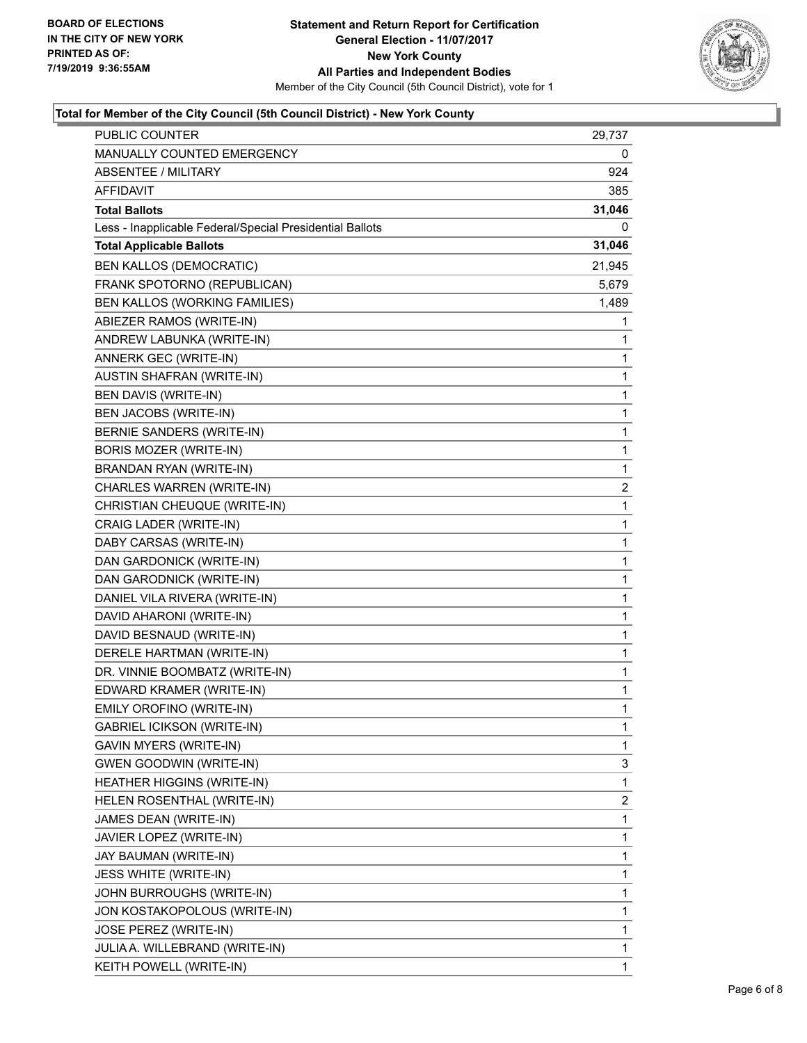**BOARD OF ELECTIONS IN THE CITY OF NEW YORK PRINTED AS OF: 7/19/2019 9:36:55AM**

**Statement and Return Report for Certification General Election - 11/07/2017 New York County All Parties and Independent Bodies**

Member of the City Council (5th Council District), vote for 1

### Total for Member of the City Council (5th Council District) - New York County

| | |
|---|---|
| PUBLIC COUNTER | 29,737 |
| MANUALLY COUNTED EMERGENCY | 0 |
| ABSENTEE / MILITARY | 924 |
| AFFIDAVIT | 385 |
| **Total Ballots** | **31,046** |
| Less - Inapplicable Federal/Special Presidential Ballots | 0 |
| **Total Applicable Ballots** | **31,046** |
| BEN KALLOS (DEMOCRATIC) | 21,945 |
| FRANK SPOTORNO (REPUBLICAN) | 5,679 |
| BEN KALLOS (WORKING FAMILIES) | 1,489 |
| ABIEZER RAMOS (WRITE-IN) | 1 |
| ANDREW LABUNKA (WRITE-IN) | 1 |
| ANNERK GEC (WRITE-IN) | 1 |
| AUSTIN SHAFRAN (WRITE-IN) | 1 |
| BEN DAVIS (WRITE-IN) | 1 |
| BEN JACOBS (WRITE-IN) | 1 |
| BERNIE SANDERS (WRITE-IN) | 1 |
| BORIS MOZER (WRITE-IN) | 1 |
| BRANDAN RYAN (WRITE-IN) | 1 |
| CHARLES WARREN (WRITE-IN) | 2 |
| CHRISTIAN CHEUQUE (WRITE-IN) | 1 |
| CRAIG LADER (WRITE-IN) | 1 |
| DABY CARSAS (WRITE-IN) | 1 |
| DAN GARDONICK (WRITE-IN) | 1 |
| DAN GARODNICK (WRITE-IN) | 1 |
| DANIEL VILA RIVERA (WRITE-IN) | 1 |
| DAVID AHARONI (WRITE-IN) | 1 |
| DAVID BESNAUD (WRITE-IN) | 1 |
| DERELE HARTMAN (WRITE-IN) | 1 |
| DR. VINNIE BOOMBATZ (WRITE-IN) | 1 |
| EDWARD KRAMER (WRITE-IN) | 1 |
| EMILY OROFINO (WRITE-IN) | 1 |
| GABRIEL ICIKSON (WRITE-IN) | 1 |
| GAVIN MYERS (WRITE-IN) | 1 |
| GWEN GOODWIN (WRITE-IN) | 3 |
| HEATHER HIGGINS (WRITE-IN) | 1 |
| HELEN ROSENTHAL (WRITE-IN) | 2 |
| JAMES DEAN (WRITE-IN) | 1 |
| JAVIER LOPEZ (WRITE-IN) | 1 |
| JAY BAUMAN (WRITE-IN) | 1 |
| JESS WHITE (WRITE-IN) | 1 |
| JOHN BURROUGHS (WRITE-IN) | 1 |
| JON KOSTAKOPOLOUS (WRITE-IN) | 1 |
| JOSE PEREZ (WRITE-IN) | 1 |
| JULIA A. WILLEBRAND (WRITE-IN) | 1 |
| KEITH POWELL (WRITE-IN) | 1 |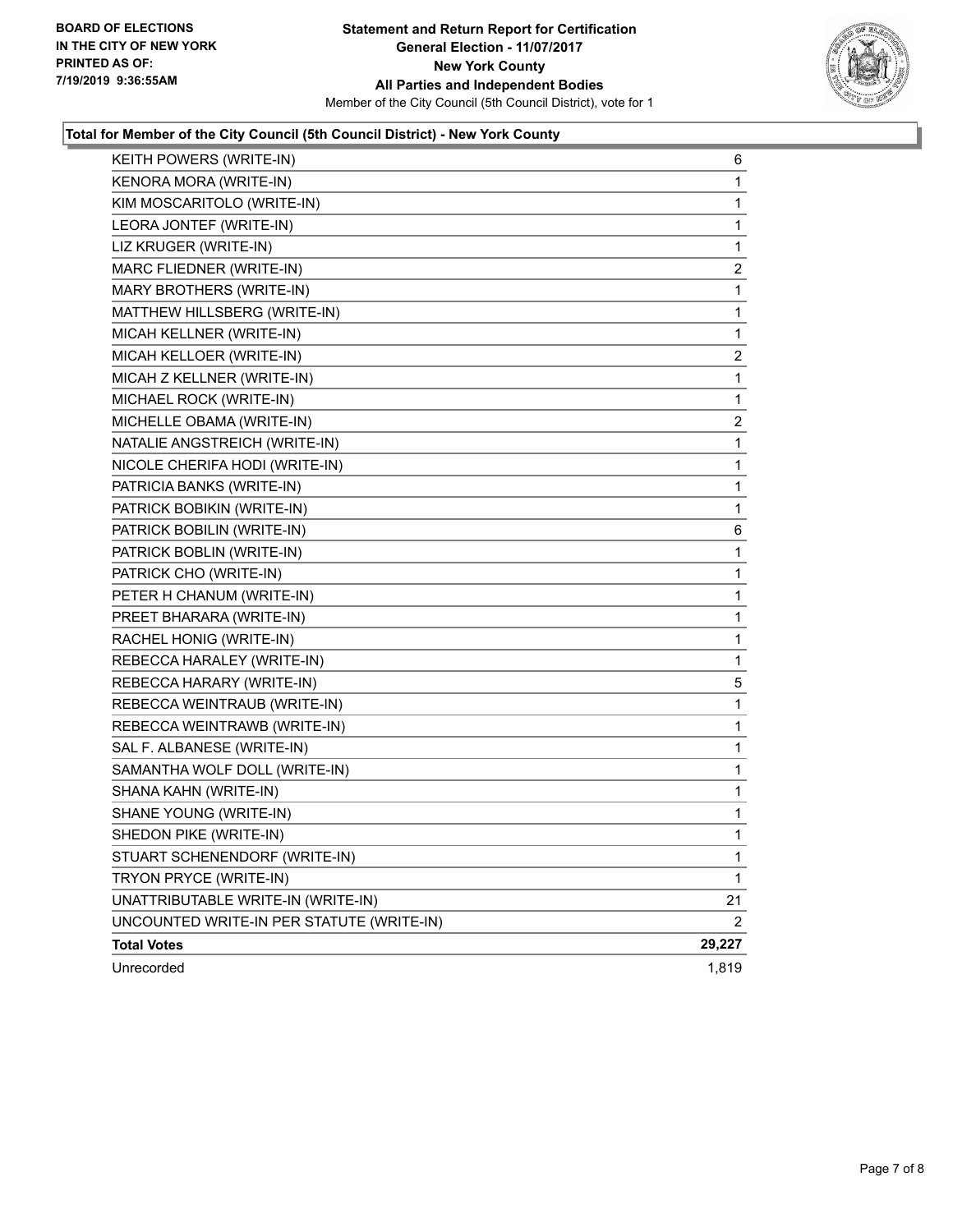**Statement and Return Report for Certification**
**General Election - 11/07/2017**
**New York County**
**All Parties and Independent Bodies**
Member of the City Council (5th Council District), vote for 1

BOARD OF ELECTIONS IN THE CITY OF NEW YORK PRINTED AS OF: 7/19/2019 9:36:55AM

### Total for Member of the City Council (5th Council District) - New York County

| | |
|---|---|
| KEITH POWERS (WRITE-IN) | 6 |
| KENORA MORA (WRITE-IN) | 1 |
| KIM MOSCARITOLO (WRITE-IN) | 1 |
| LEORA JONTEF (WRITE-IN) | 1 |
| LIZ KRUGER (WRITE-IN) | 1 |
| MARC FLIEDNER (WRITE-IN) | 2 |
| MARY BROTHERS (WRITE-IN) | 1 |
| MATTHEW HILLSBERG (WRITE-IN) | 1 |
| MICAH KELLNER (WRITE-IN) | 1 |
| MICAH KELLOER (WRITE-IN) | 2 |
| MICAH Z KELLNER (WRITE-IN) | 1 |
| MICHAEL ROCK (WRITE-IN) | 1 |
| MICHELLE OBAMA (WRITE-IN) | 2 |
| NATALIE ANGSTREICH (WRITE-IN) | 1 |
| NICOLE CHERIFA HODI (WRITE-IN) | 1 |
| PATRICIA BANKS (WRITE-IN) | 1 |
| PATRICK BOBIKIN (WRITE-IN) | 1 |
| PATRICK BOBILIN (WRITE-IN) | 6 |
| PATRICK BOBLIN (WRITE-IN) | 1 |
| PATRICK CHO (WRITE-IN) | 1 |
| PETER H CHANUM (WRITE-IN) | 1 |
| PREET BHARARA (WRITE-IN) | 1 |
| RACHEL HONIG (WRITE-IN) | 1 |
| REBECCA HARALEY (WRITE-IN) | 1 |
| REBECCA HARARY (WRITE-IN) | 5 |
| REBECCA WEINTRAUB (WRITE-IN) | 1 |
| REBECCA WEINTRAWB (WRITE-IN) | 1 |
| SAL F. ALBANESE (WRITE-IN) | 1 |
| SAMANTHA WOLF DOLL (WRITE-IN) | 1 |
| SHANA KAHN (WRITE-IN) | 1 |
| SHANE YOUNG (WRITE-IN) | 1 |
| SHEDON PIKE (WRITE-IN) | 1 |
| STUART SCHENENDORF (WRITE-IN) | 1 |
| TRYON PRYCE (WRITE-IN) | 1 |
| UNATTRIBUTABLE WRITE-IN (WRITE-IN) | 21 |
| UNCOUNTED WRITE-IN PER STATUTE (WRITE-IN) | 2 |
| **Total Votes** | **29,227** |
| Unrecorded | 1,819 |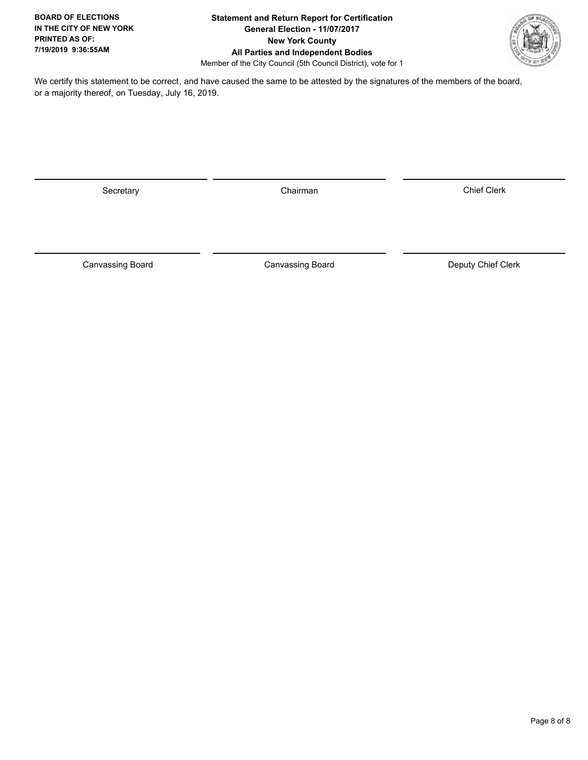**BOARD OF ELECTIONS IN THE CITY OF NEW YORK PRINTED AS OF: 7/19/2019 9:36:55AM**

**Statement and Return Report for Certification**
**General Election - 11/07/2017**
**New York County**
**All Parties and Independent Bodies**
Member of the City Council (5th Council District), vote for 1

We certify this statement to be correct, and have caused the same to be attested by the signatures of the members of the board, or a majority thereof, on Tuesday, July 16, 2019.

| | | |
|---|---|---|
| Secretary | Chairman | Chief Clerk |
| Canvassing Board | Canvassing Board | Deputy Chief Clerk |